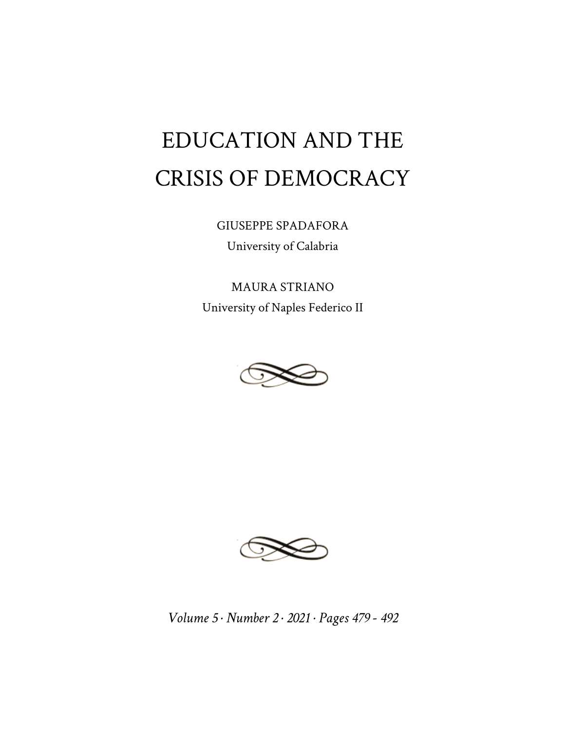# EDUCATION AND THE CRISIS OF DEMOCRACY

GIUSEPPE SPADAFORA
University of Calabria

MAURA STRIANO
University of Naples Federico II

*Volume 5 · Number 2 · 2021 · Pages 479 - 492*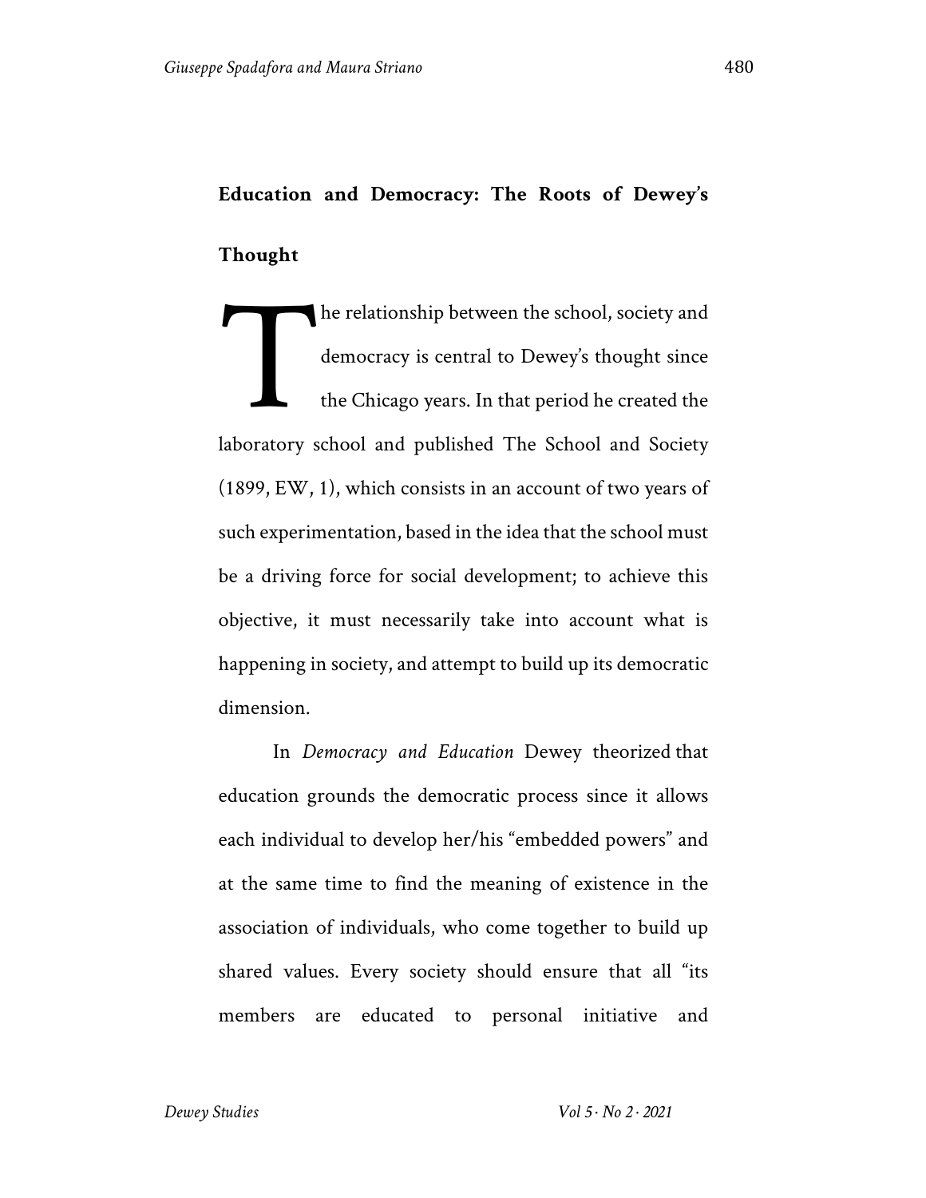## Education and Democracy: The Roots of Dewey's Thought

The relationship between the school, society and democracy is central to Dewey's thought since the Chicago years. In that period he created the laboratory school and published The School and Society (1899, EW, 1), which consists in an account of two years of such experimentation, based in the idea that the school must be a driving force for social development; to achieve this objective, it must necessarily take into account what is happening in society, and attempt to build up its democratic dimension.

In *Democracy and Education* Dewey theorized that education grounds the democratic process since it allows each individual to develop her/his "embedded powers" and at the same time to find the meaning of existence in the association of individuals, who come together to build up shared values. Every society should ensure that all "its members are educated to personal initiative and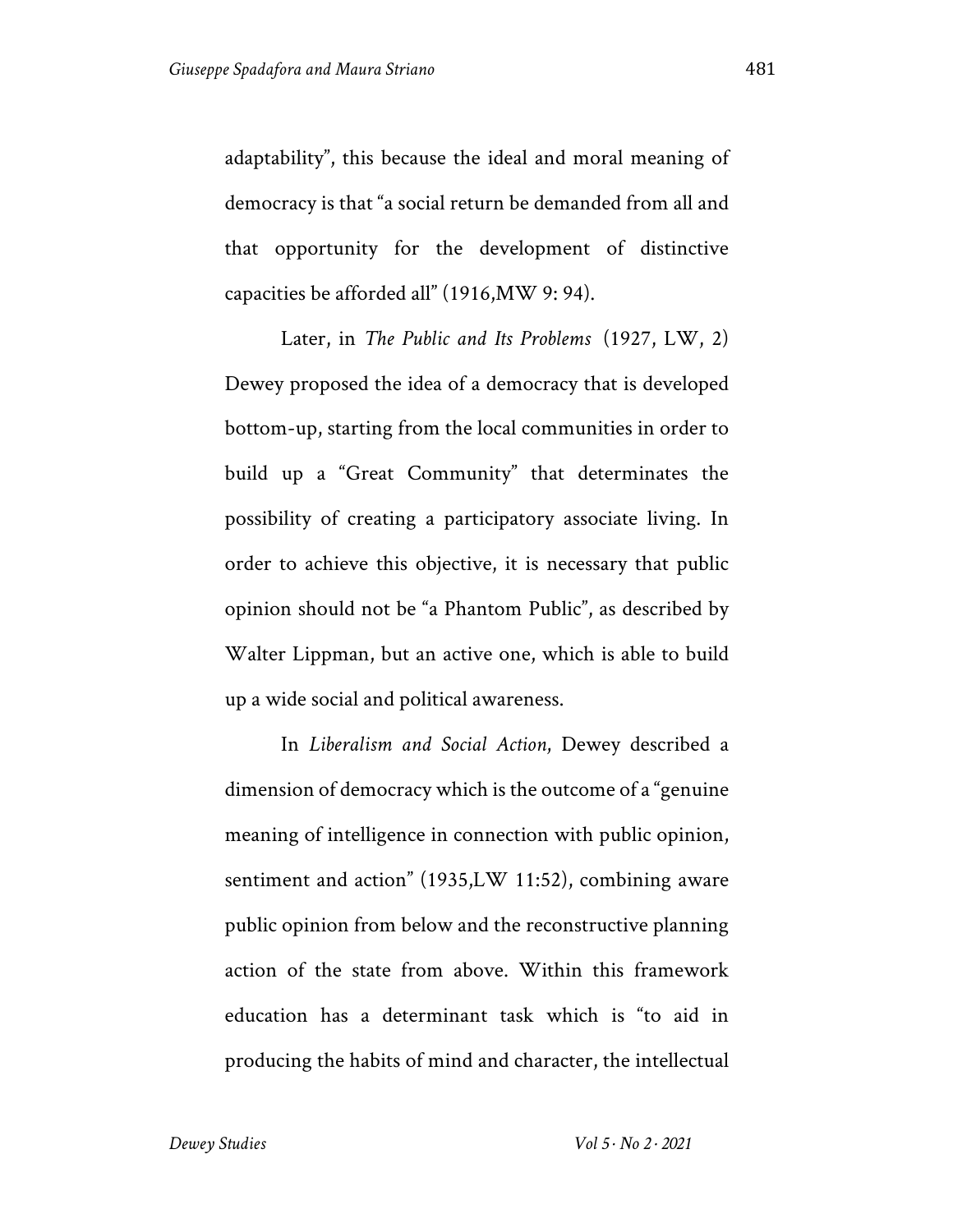adaptability", this because the ideal and moral meaning of democracy is that "a social return be demanded from all and that opportunity for the development of distinctive capacities be afforded all" (1916,MW 9: 94).

Later, in *The Public and Its Problems* (1927, LW, 2) Dewey proposed the idea of a democracy that is developed bottom-up, starting from the local communities in order to build up a "Great Community" that determinates the possibility of creating a participatory associate living. In order to achieve this objective, it is necessary that public opinion should not be "a Phantom Public", as described by Walter Lippman, but an active one, which is able to build up a wide social and political awareness.

In *Liberalism and Social Action*, Dewey described a dimension of democracy which is the outcome of a "genuine meaning of intelligence in connection with public opinion, sentiment and action" (1935,LW 11:52), combining aware public opinion from below and the reconstructive planning action of the state from above. Within this framework education has a determinant task which is "to aid in producing the habits of mind and character, the intellectual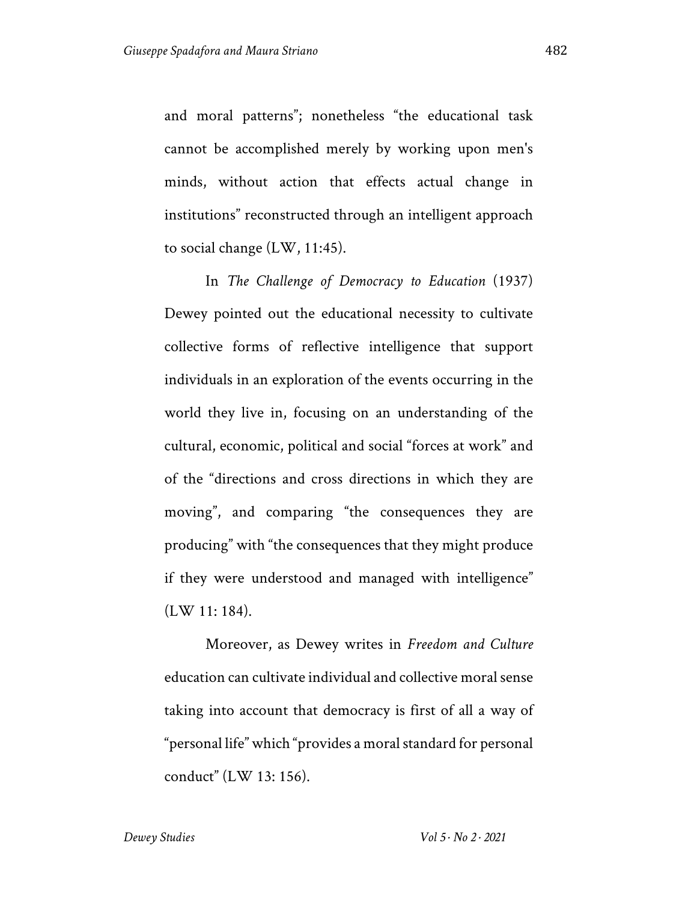and moral patterns"; nonetheless "the educational task cannot be accomplished merely by working upon men's minds, without action that effects actual change in institutions" reconstructed through an intelligent approach to social change (LW, 11:45).

In *The Challenge of Democracy to Education* (1937) Dewey pointed out the educational necessity to cultivate collective forms of reflective intelligence that support individuals in an exploration of the events occurring in the world they live in, focusing on an understanding of the cultural, economic, political and social "forces at work" and of the "directions and cross directions in which they are moving", and comparing "the consequences they are producing" with "the consequences that they might produce if they were understood and managed with intelligence" (LW 11: 184).

Moreover, as Dewey writes in *Freedom and Culture* education can cultivate individual and collective moral sense taking into account that democracy is first of all a way of "personal life" which "provides a moral standard for personal conduct" (LW 13: 156).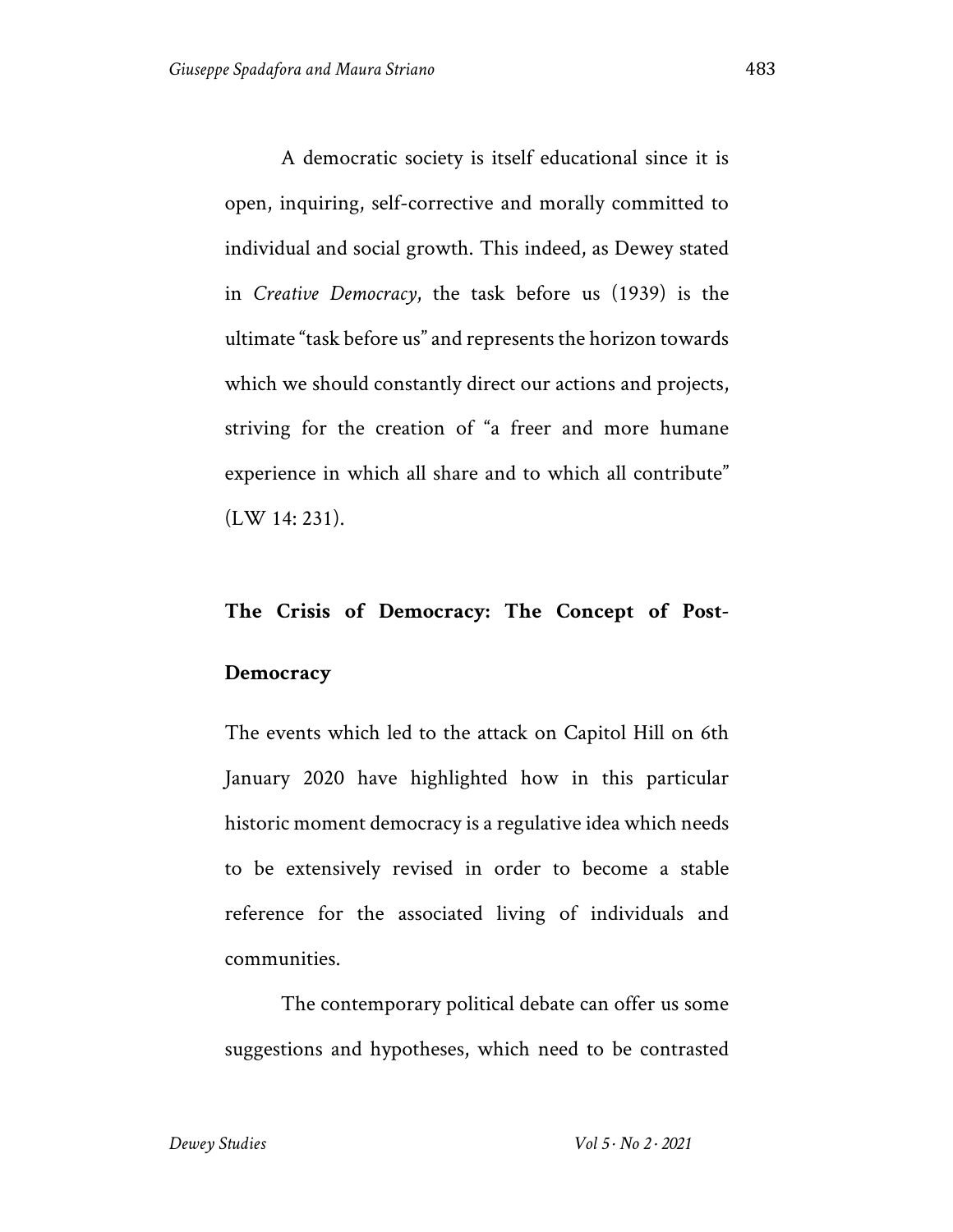A democratic society is itself educational since it is open, inquiring, self-corrective and morally committed to individual and social growth. This indeed, as Dewey stated in *Creative Democracy*, the task before us (1939) is the ultimate "task before us" and represents the horizon towards which we should constantly direct our actions and projects, striving for the creation of "a freer and more humane experience in which all share and to which all contribute" (LW 14: 231).

## The Crisis of Democracy: The Concept of Post-Democracy

The events which led to the attack on Capitol Hill on 6th January 2020 have highlighted how in this particular historic moment democracy is a regulative idea which needs to be extensively revised in order to become a stable reference for the associated living of individuals and communities.

The contemporary political debate can offer us some suggestions and hypotheses, which need to be contrasted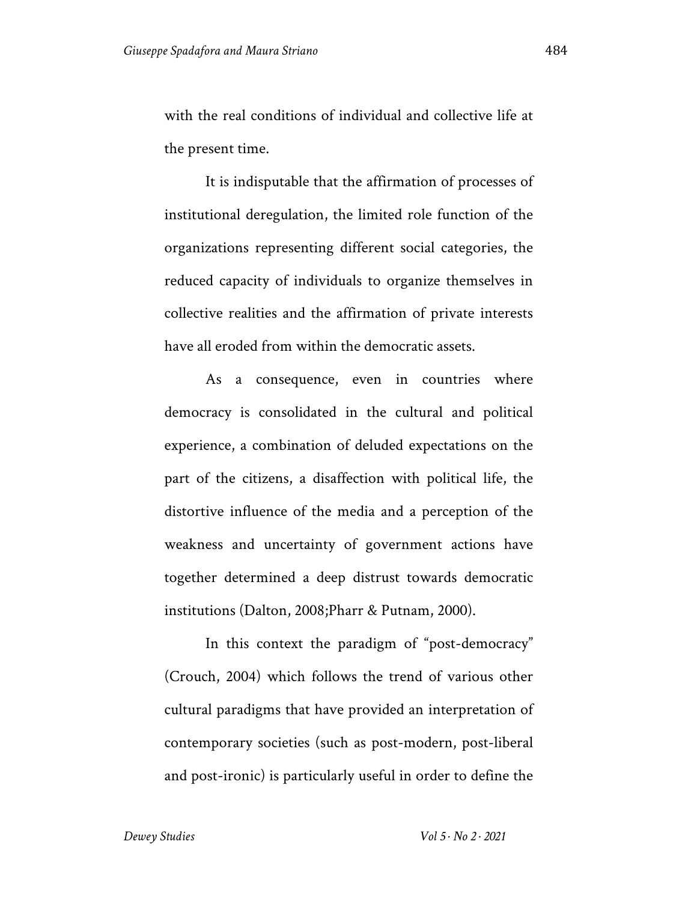with the real conditions of individual and collective life at the present time.

It is indisputable that the affirmation of processes of institutional deregulation, the limited role function of the organizations representing different social categories, the reduced capacity of individuals to organize themselves in collective realities and the affirmation of private interests have all eroded from within the democratic assets.

As a consequence, even in countries where democracy is consolidated in the cultural and political experience, a combination of deluded expectations on the part of the citizens, a disaffection with political life, the distortive influence of the media and a perception of the weakness and uncertainty of government actions have together determined a deep distrust towards democratic institutions (Dalton, 2008;Pharr & Putnam, 2000).

In this context the paradigm of "post-democracy" (Crouch, 2004) which follows the trend of various other cultural paradigms that have provided an interpretation of contemporary societies (such as post-modern, post-liberal and post-ironic) is particularly useful in order to define the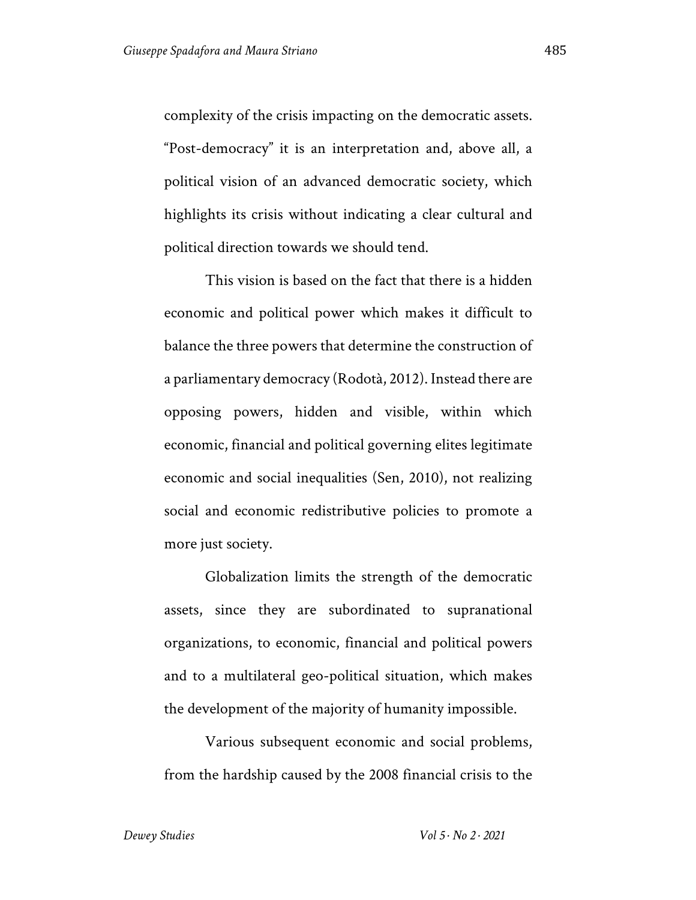complexity of the crisis impacting on the democratic assets. "Post-democracy" it is an interpretation and, above all, a political vision of an advanced democratic society, which highlights its crisis without indicating a clear cultural and political direction towards we should tend.

This vision is based on the fact that there is a hidden economic and political power which makes it difficult to balance the three powers that determine the construction of a parliamentary democracy (Rodotà, 2012). Instead there are opposing powers, hidden and visible, within which economic, financial and political governing elites legitimate economic and social inequalities (Sen, 2010), not realizing social and economic redistributive policies to promote a more just society.

Globalization limits the strength of the democratic assets, since they are subordinated to supranational organizations, to economic, financial and political powers and to a multilateral geo-political situation, which makes the development of the majority of humanity impossible.

Various subsequent economic and social problems, from the hardship caused by the 2008 financial crisis to the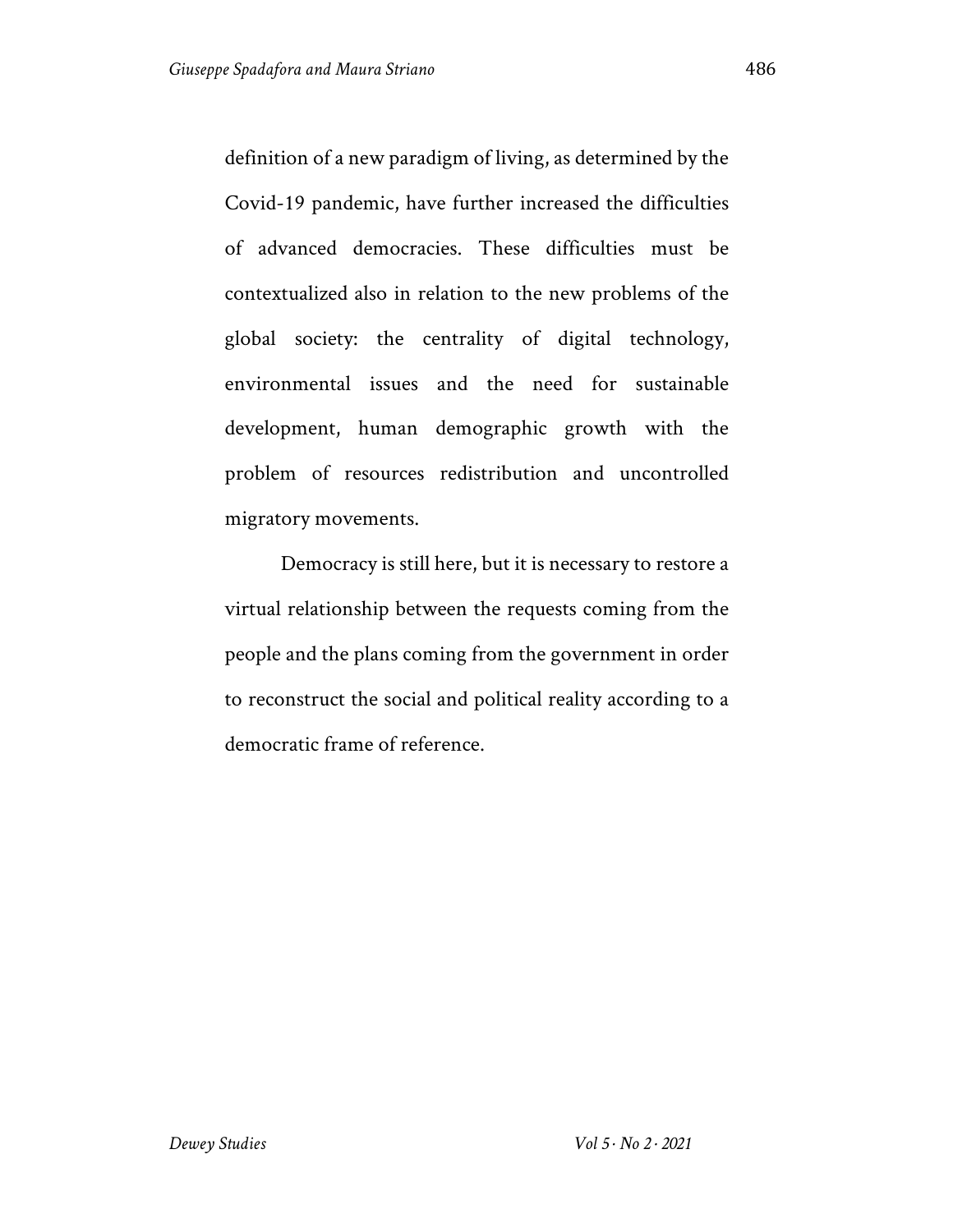definition of a new paradigm of living, as determined by the Covid-19 pandemic, have further increased the difficulties of advanced democracies. These difficulties must be contextualized also in relation to the new problems of the global society: the centrality of digital technology, environmental issues and the need for sustainable development, human demographic growth with the problem of resources redistribution and uncontrolled migratory movements.

Democracy is still here, but it is necessary to restore a virtual relationship between the requests coming from the people and the plans coming from the government in order to reconstruct the social and political reality according to a democratic frame of reference.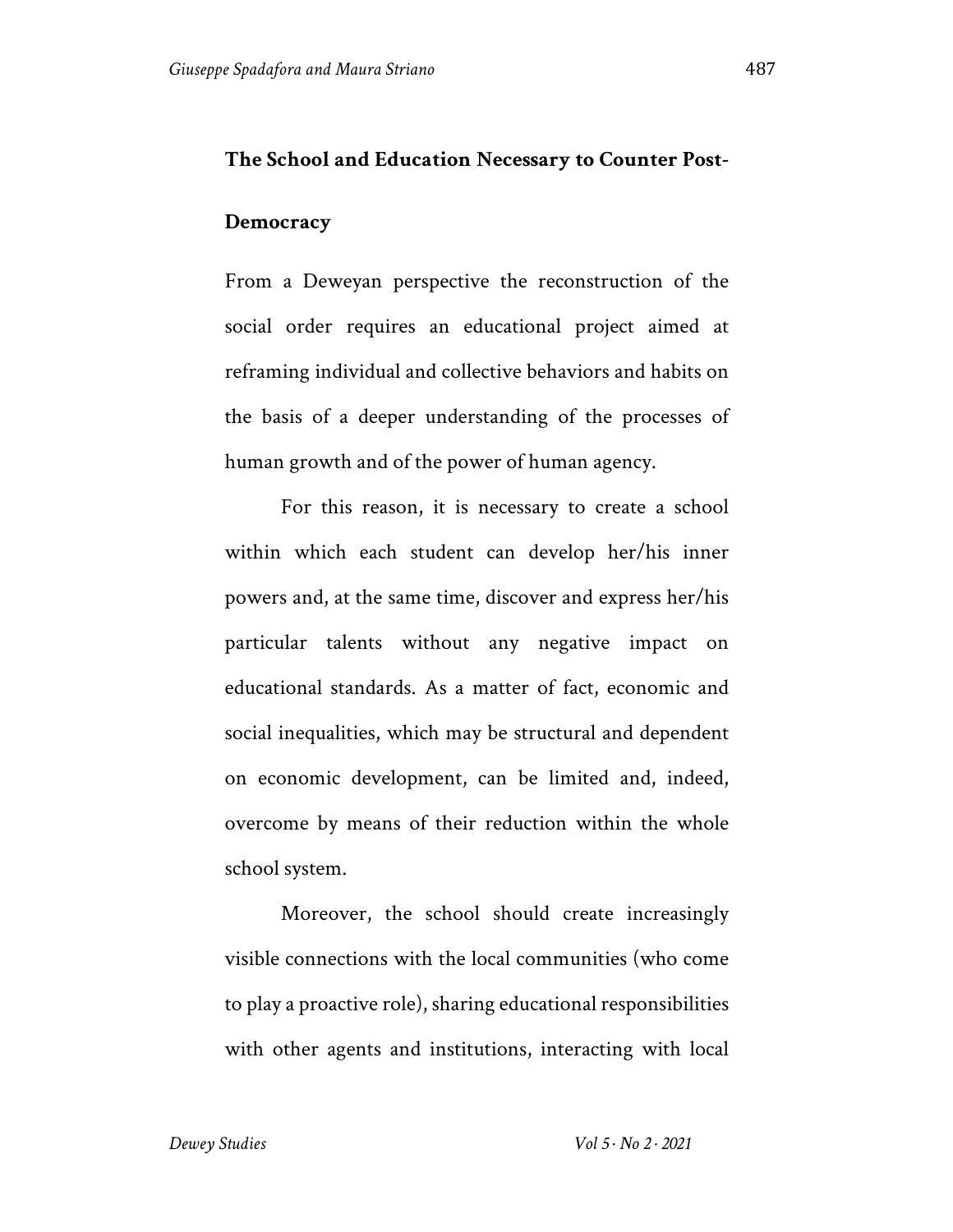**The School and Education Necessary to Counter Post-Democracy**

From a Deweyan perspective the reconstruction of the social order requires an educational project aimed at reframing individual and collective behaviors and habits on the basis of a deeper understanding of the processes of human growth and of the power of human agency.

For this reason, it is necessary to create a school within which each student can develop her/his inner powers and, at the same time, discover and express her/his particular talents without any negative impact on educational standards. As a matter of fact, economic and social inequalities, which may be structural and dependent on economic development, can be limited and, indeed, overcome by means of their reduction within the whole school system.

Moreover, the school should create increasingly visible connections with the local communities (who come to play a proactive role), sharing educational responsibilities with other agents and institutions, interacting with local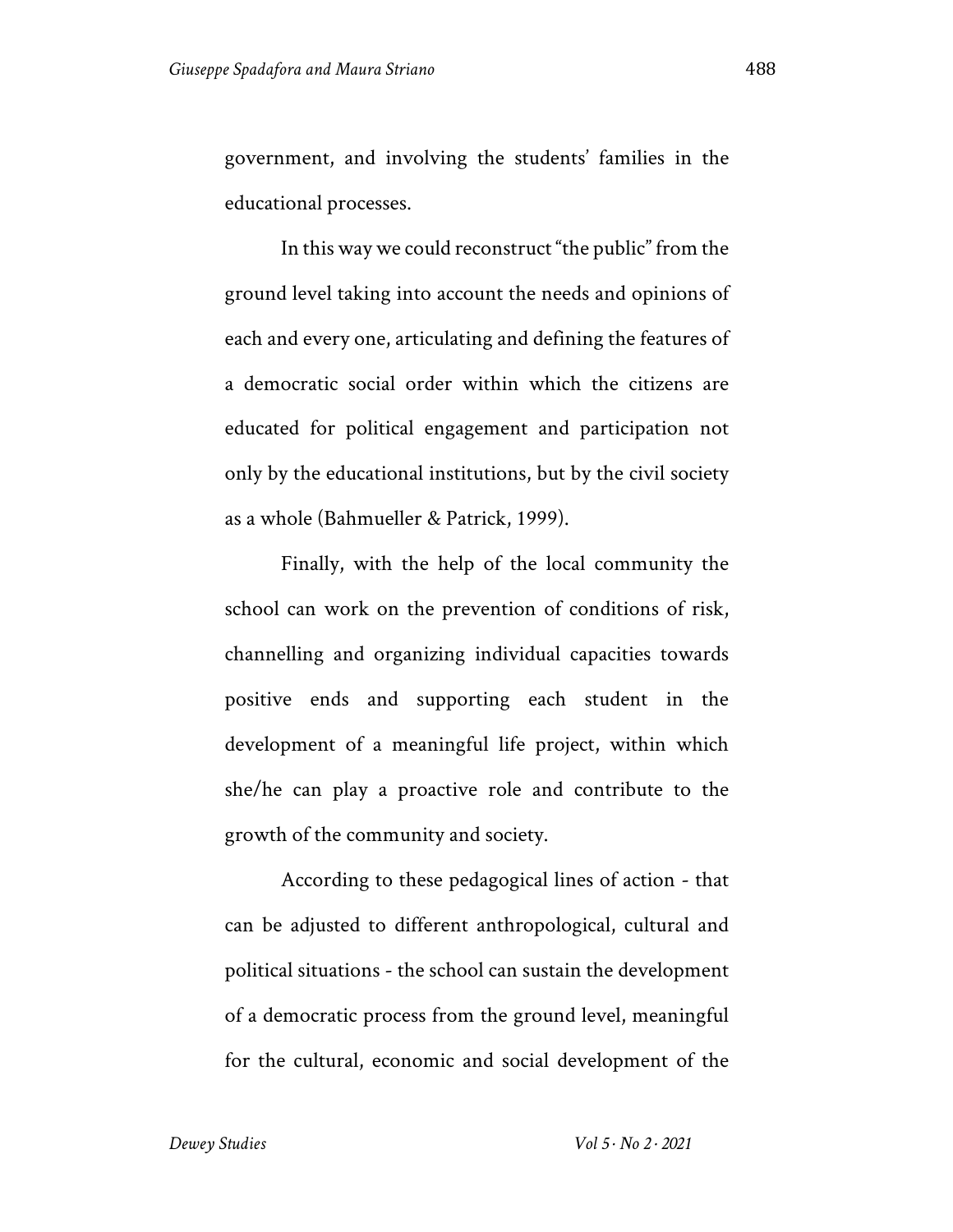government, and involving the students' families in the educational processes.

In this way we could reconstruct "the public" from the ground level taking into account the needs and opinions of each and every one, articulating and defining the features of a democratic social order within which the citizens are educated for political engagement and participation not only by the educational institutions, but by the civil society as a whole (Bahmueller & Patrick, 1999).

Finally, with the help of the local community the school can work on the prevention of conditions of risk, channelling and organizing individual capacities towards positive ends and supporting each student in the development of a meaningful life project, within which she/he can play a proactive role and contribute to the growth of the community and society.

According to these pedagogical lines of action - that can be adjusted to different anthropological, cultural and political situations - the school can sustain the development of a democratic process from the ground level, meaningful for the cultural, economic and social development of the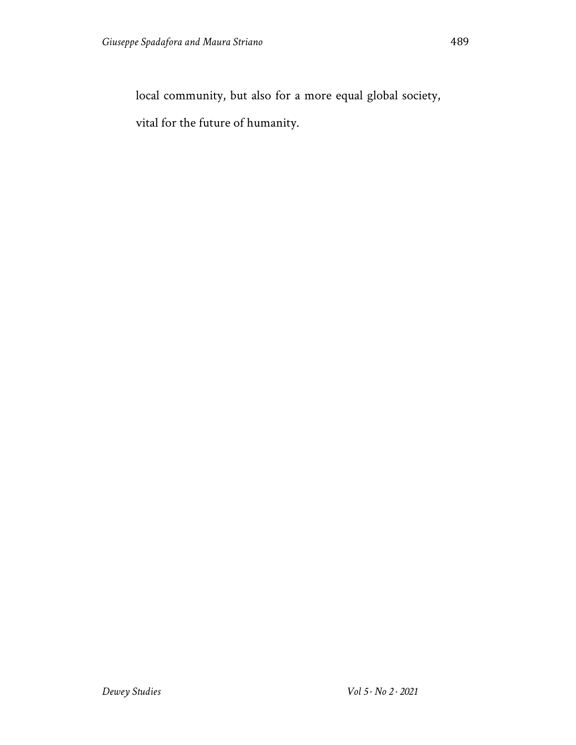local community, but also for a more equal global society, vital for the future of humanity.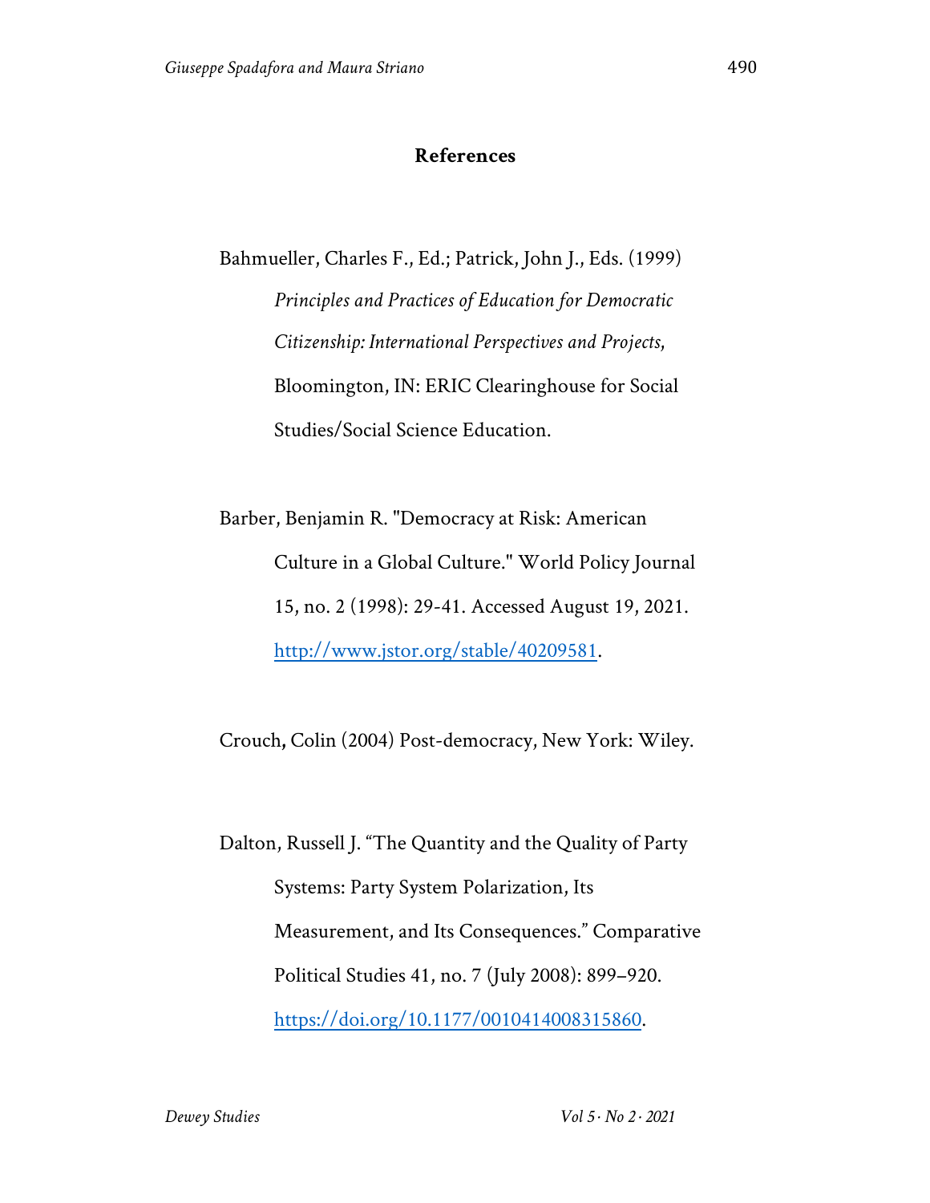## References

Bahmueller, Charles F., Ed.; Patrick, John J., Eds. (1999) *Principles and Practices of Education for Democratic Citizenship: International Perspectives and Projects*, Bloomington, IN: ERIC Clearinghouse for Social Studies/Social Science Education.

Barber, Benjamin R. "Democracy at Risk: American Culture in a Global Culture." World Policy Journal 15, no. 2 (1998): 29-41. Accessed August 19, 2021. http://www.jstor.org/stable/40209581.

Crouch, Colin (2004) Post-democracy, New York: Wiley.

Dalton, Russell J. "The Quantity and the Quality of Party Systems: Party System Polarization, Its Measurement, and Its Consequences." Comparative Political Studies 41, no. 7 (July 2008): 899–920. https://doi.org/10.1177/0010414008315860.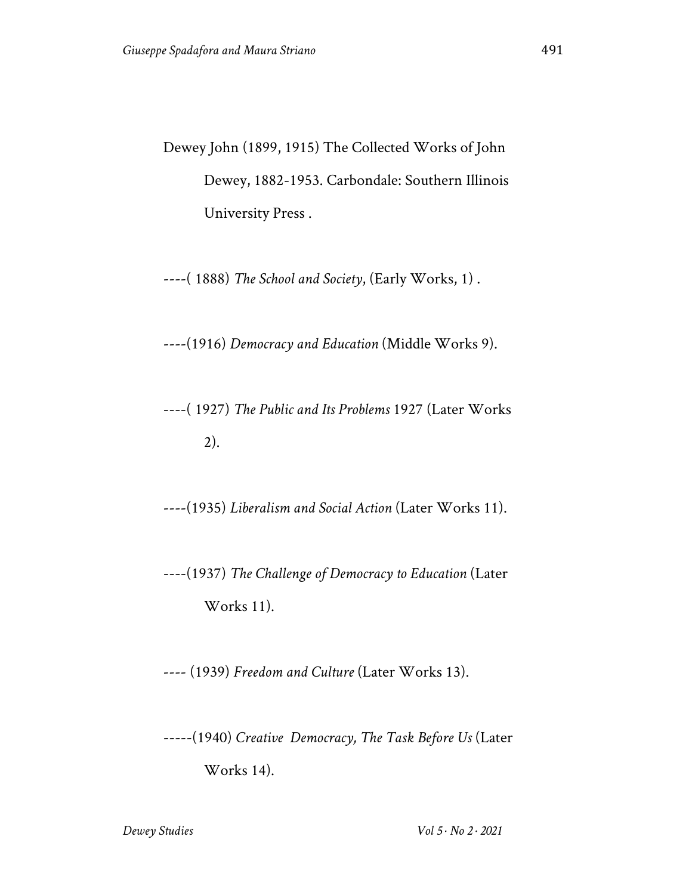Dewey John (1899, 1915) The Collected Works of John Dewey, 1882-1953. Carbondale: Southern Illinois University Press .

----( 1888) *The School and Society*, (Early Works, 1) .

----(1916) *Democracy and Education* (Middle Works 9).

----( 1927) *The Public and Its Problems* 1927 (Later Works 2).

----(1935) *Liberalism and Social Action* (Later Works 11).

----(1937) *The Challenge of Democracy to Education* (Later Works 11).

---- (1939) *Freedom and Culture* (Later Works 13).

-----(1940) *Creative Democracy, The Task Before Us* (Later Works 14).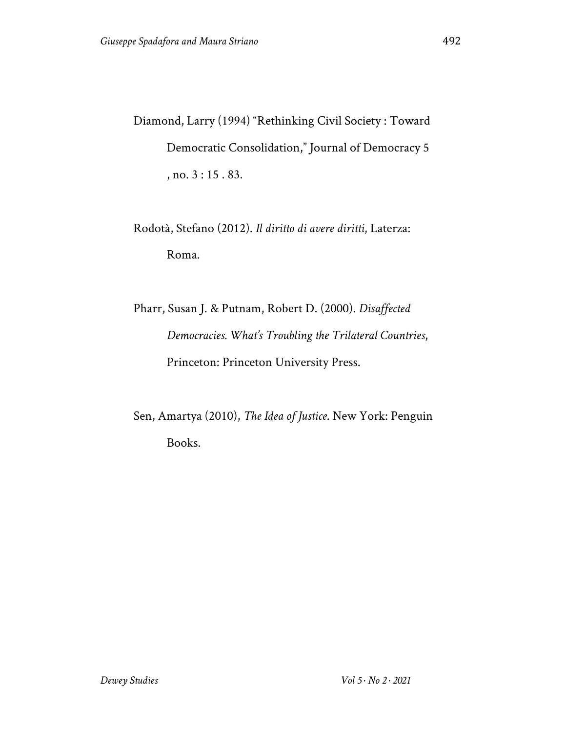Diamond, Larry (1994) “Rethinking Civil Society : Toward Democratic Consolidation,” Journal of Democracy 5 , no. 3 : 15 . 83.

Rodotà, Stefano (2012). *Il diritto di avere diritti*, Laterza: Roma.

Pharr, Susan J. & Putnam, Robert D. (2000). *Disaffected Democracies. What's Troubling the Trilateral Countries*, Princeton: Princeton University Press.

Sen, Amartya (2010), *The Idea of Justice*. New York: Penguin Books.